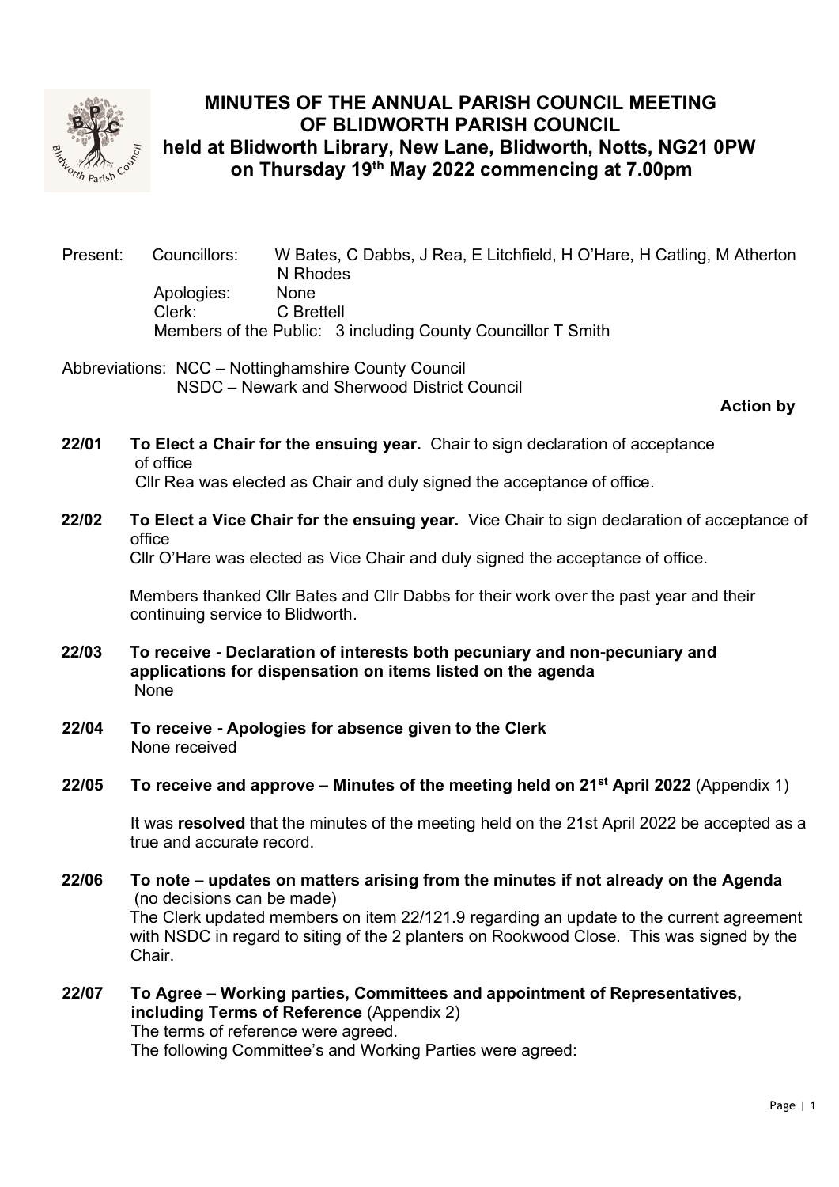# MINUTES OF THE ANNUAL PARISH COUNCIL MEETING OF BLIDWORTH PARISH COUNCIL held at Blidworth Library, New Lane, Blidworth, Notts, NG21 0PW on Thursday 19th May 2022 commencing at 7.00pm

Present: Councillors: W Bates, C Dabbs, J Rea, E Litchfield, H O'Hare, H Catling, M Atherton N Rhodes
Apologies: None
Clerk: C Brettell
Members of the Public: 3 including County Councillor T Smith

Abbreviations: NCC – Nottinghamshire County Council
NSDC – Newark and Sherwood District Council

**Action by**

**22/01 To Elect a Chair for the ensuing year.** Chair to sign declaration of acceptance of office
Cllr Rea was elected as Chair and duly signed the acceptance of office.

**22/02 To Elect a Vice Chair for the ensuing year.** Vice Chair to sign declaration of acceptance of office
Cllr O'Hare was elected as Vice Chair and duly signed the acceptance of office.

Members thanked Cllr Bates and Cllr Dabbs for their work over the past year and their continuing service to Blidworth.

**22/03 To receive - Declaration of interests both pecuniary and non-pecuniary and applications for dispensation on items listed on the agenda**
None

**22/04 To receive - Apologies for absence given to the Clerk**
None received

**22/05 To receive and approve – Minutes of the meeting held on 21st April 2022** (Appendix 1)

It was **resolved** that the minutes of the meeting held on the 21st April 2022 be accepted as a true and accurate record.

**22/06 To note – updates on matters arising from the minutes if not already on the Agenda** (no decisions can be made)
The Clerk updated members on item 22/121.9 regarding an update to the current agreement with NSDC in regard to siting of the 2 planters on Rookwood Close. This was signed by the Chair.

**22/07 To Agree – Working parties, Committees and appointment of Representatives, including Terms of Reference** (Appendix 2)
The terms of reference were agreed.
The following Committee's and Working Parties were agreed: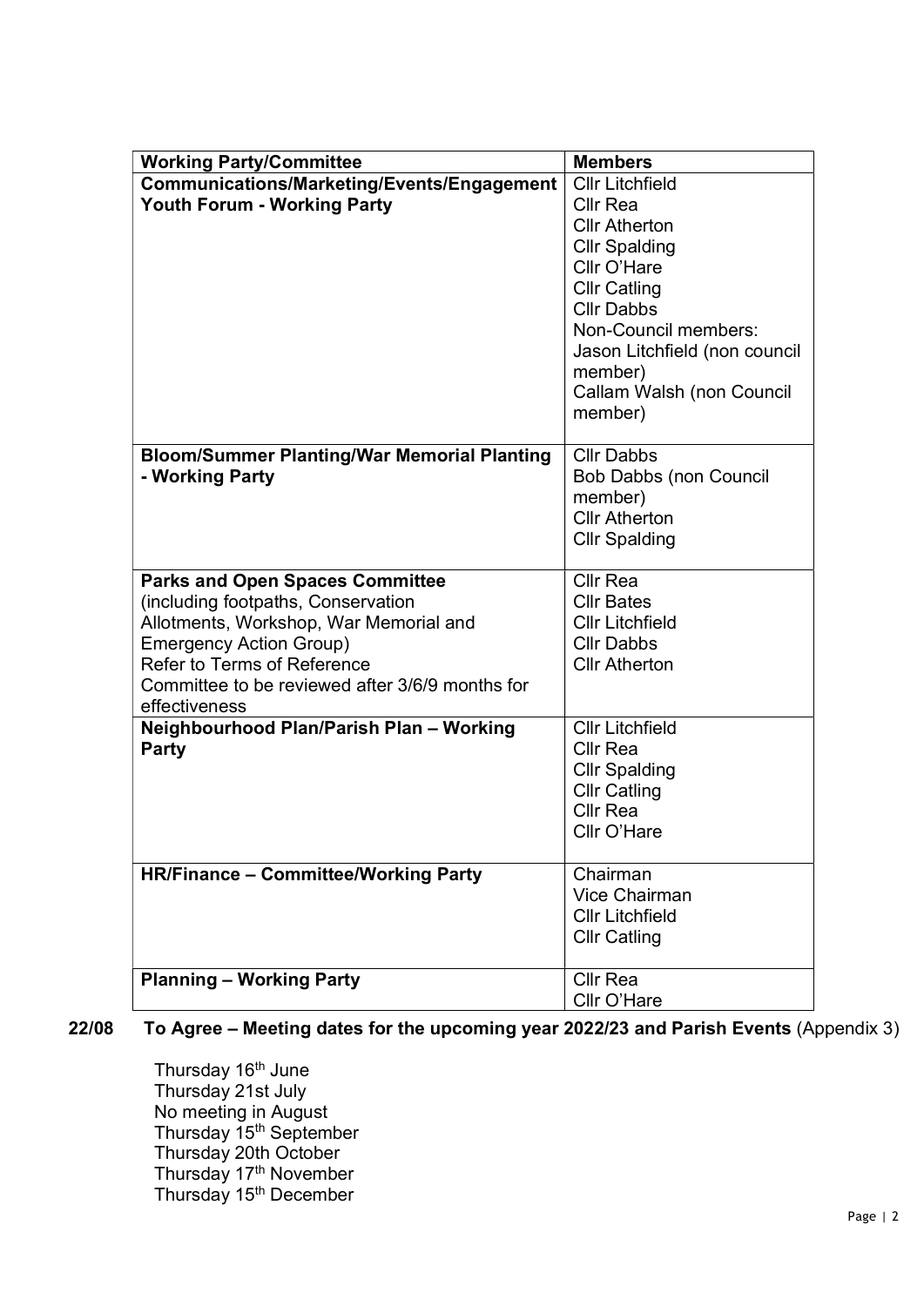| Working Party/Committee | Members |
| --- | --- |
| **Communications/Marketing/Events/Engagement Youth Forum - Working Party** | Cllr Litchfield<br>Cllr Rea<br>Cllr Atherton<br>Cllr Spalding<br>Cllr O'Hare<br>Cllr Catling<br>Cllr Dabbs<br>Non-Council members:<br>Jason Litchfield (non council member)<br>Callam Walsh (non Council member) |
| **Bloom/Summer Planting/War Memorial Planting - Working Party** | Cllr Dabbs<br>Bob Dabbs (non Council member)<br>Cllr Atherton<br>Cllr Spalding |
| **Parks and Open Spaces Committee**<br>(including footpaths, Conservation Allotments, Workshop, War Memorial and Emergency Action Group)<br>Refer to Terms of Reference<br>Committee to be reviewed after 3/6/9 months for effectiveness | Cllr Rea<br>Cllr Bates<br>Cllr Litchfield<br>Cllr Dabbs<br>Cllr Atherton |
| **Neighbourhood Plan/Parish Plan – Working Party** | Cllr Litchfield<br>Cllr Rea<br>Cllr Spalding<br>Cllr Catling<br>Cllr Rea<br>Cllr O'Hare |
| **HR/Finance – Committee/Working Party** | Chairman<br>Vice Chairman<br>Cllr Litchfield<br>Cllr Catling |
| **Planning – Working Party** | Cllr Rea<br>Cllr O'Hare |

**22/08 To Agree – Meeting dates for the upcoming year 2022/23 and Parish Events** (Appendix 3)

Thursday 16th June
Thursday 21st July
No meeting in August
Thursday 15th September
Thursday 20th October
Thursday 17th November
Thursday 15th December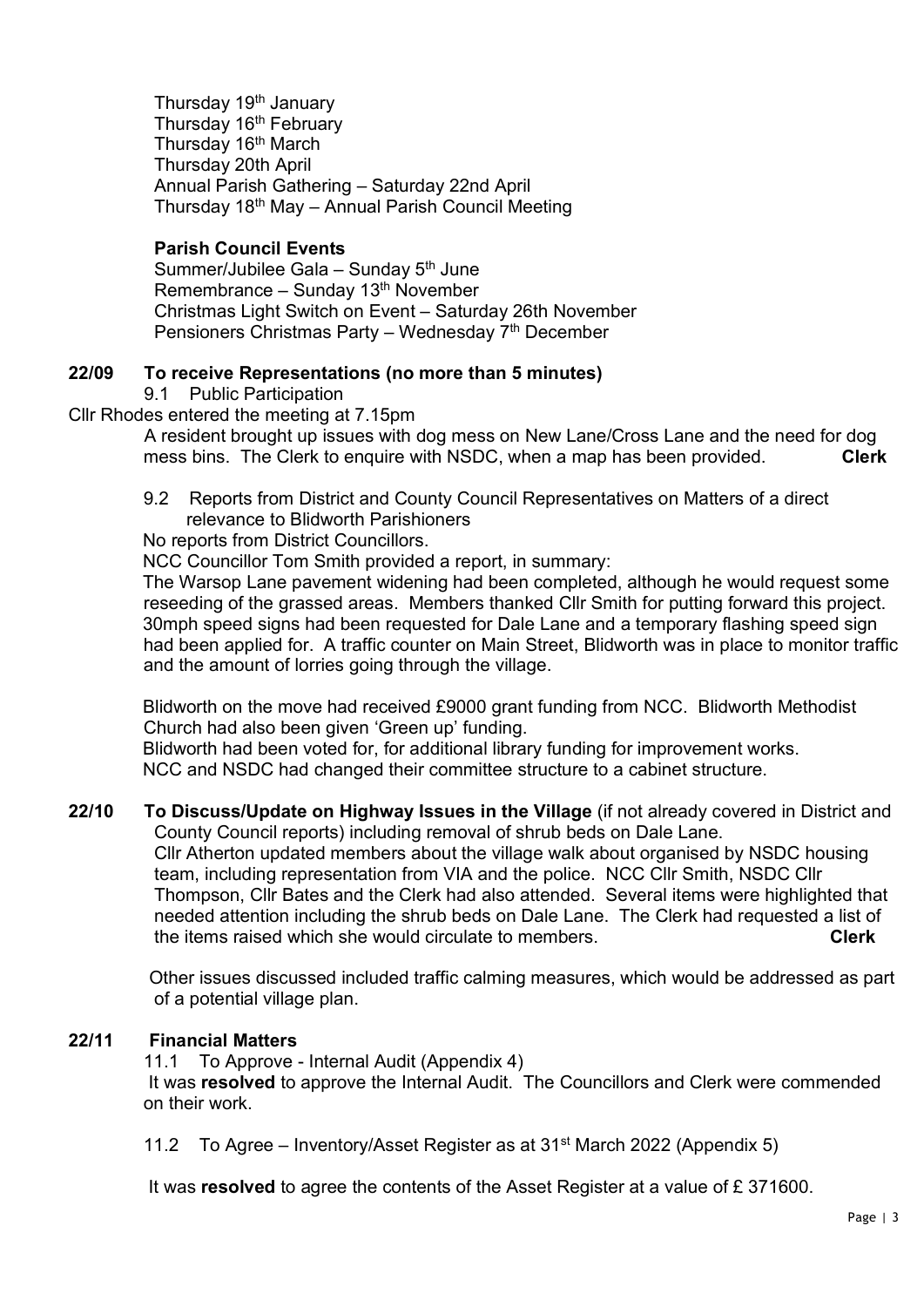Thursday 19th January
Thursday 16th February
Thursday 16th March
Thursday 20th April
Annual Parish Gathering – Saturday 22nd April
Thursday 18th May – Annual Parish Council Meeting

**Parish Council Events**

Summer/Jubilee Gala – Sunday 5th June
Remembrance – Sunday 13th November
Christmas Light Switch on Event – Saturday 26th November
Pensioners Christmas Party – Wednesday 7th December

**22/09 To receive Representations (no more than 5 minutes)**

9.1 Public Participation

Cllr Rhodes entered the meeting at 7.15pm

A resident brought up issues with dog mess on New Lane/Cross Lane and the need for dog mess bins. The Clerk to enquire with NSDC, when a map has been provided. **Clerk**

9.2 Reports from District and County Council Representatives on Matters of a direct relevance to Blidworth Parishioners

No reports from District Councillors.

NCC Councillor Tom Smith provided a report, in summary:

The Warsop Lane pavement widening had been completed, although he would request some reseeding of the grassed areas. Members thanked Cllr Smith for putting forward this project. 30mph speed signs had been requested for Dale Lane and a temporary flashing speed sign had been applied for. A traffic counter on Main Street, Blidworth was in place to monitor traffic and the amount of lorries going through the village.

Blidworth on the move had received £9000 grant funding from NCC. Blidworth Methodist Church had also been given 'Green up' funding.
Blidworth had been voted for, for additional library funding for improvement works.
NCC and NSDC had changed their committee structure to a cabinet structure.

**22/10 To Discuss/Update on Highway Issues in the Village** (if not already covered in District and County Council reports) including removal of shrub beds on Dale Lane.

Cllr Atherton updated members about the village walk about organised by NSDC housing team, including representation from VIA and the police. NCC Cllr Smith, NSDC Cllr Thompson, Cllr Bates and the Clerk had also attended. Several items were highlighted that needed attention including the shrub beds on Dale Lane. The Clerk had requested a list of the items raised which she would circulate to members. **Clerk**

Other issues discussed included traffic calming measures, which would be addressed as part of a potential village plan.

**22/11 Financial Matters**

11.1 To Approve - Internal Audit (Appendix 4)

It was **resolved** to approve the Internal Audit. The Councillors and Clerk were commended on their work.

11.2 To Agree – Inventory/Asset Register as at 31st March 2022 (Appendix 5)

It was **resolved** to agree the contents of the Asset Register at a value of £ 371600.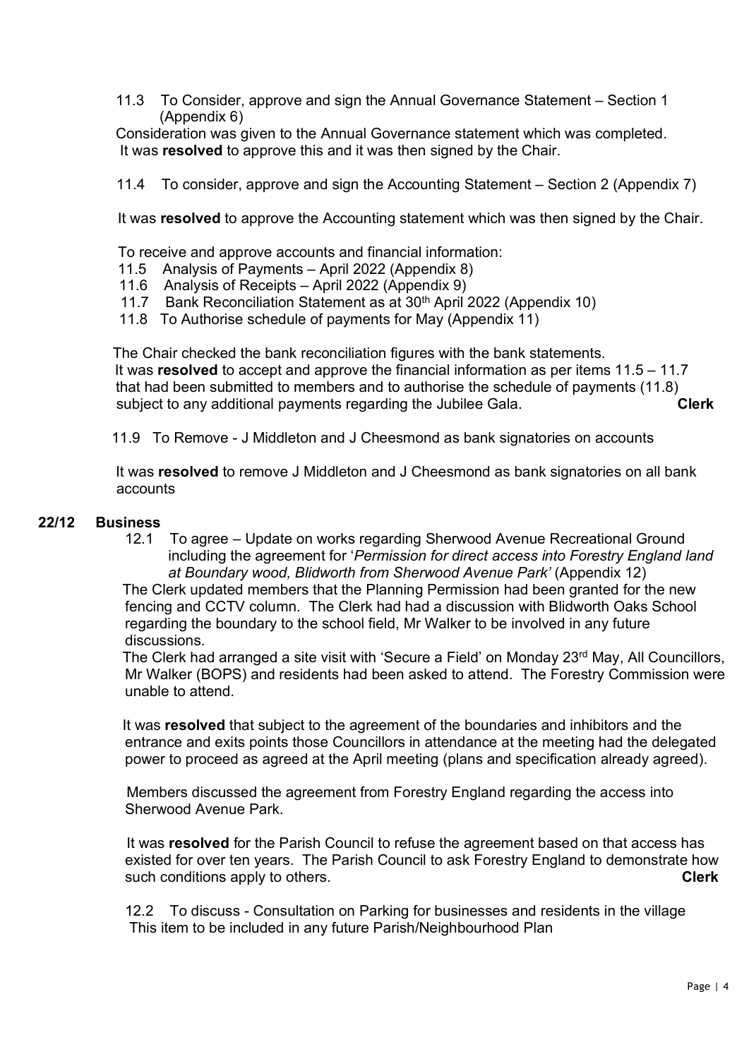11.3 To Consider, approve and sign the Annual Governance Statement – Section 1 (Appendix 6)

Consideration was given to the Annual Governance statement which was completed. It was **resolved** to approve this and it was then signed by the Chair.

11.4 To consider, approve and sign the Accounting Statement – Section 2 (Appendix 7)

It was **resolved** to approve the Accounting statement which was then signed by the Chair.

To receive and approve accounts and financial information:
11.5 Analysis of Payments – April 2022 (Appendix 8)
11.6 Analysis of Receipts – April 2022 (Appendix 9)
11.7 Bank Reconciliation Statement as at 30th April 2022 (Appendix 10)
11.8 To Authorise schedule of payments for May (Appendix 11)

The Chair checked the bank reconciliation figures with the bank statements.
It was **resolved** to accept and approve the financial information as per items 11.5 – 11.7 that had been submitted to members and to authorise the schedule of payments (11.8) subject to any additional payments regarding the Jubilee Gala. **Clerk**

11.9 To Remove - J Middleton and J Cheesmond as bank signatories on accounts

It was **resolved** to remove J Middleton and J Cheesmond as bank signatories on all bank accounts

## 22/12 Business

12.1 To agree – Update on works regarding Sherwood Avenue Recreational Ground including the agreement for '*Permission for direct access into Forestry England land at Boundary wood, Blidworth from Sherwood Avenue Park'* (Appendix 12)

The Clerk updated members that the Planning Permission had been granted for the new fencing and CCTV column. The Clerk had had a discussion with Blidworth Oaks School regarding the boundary to the school field, Mr Walker to be involved in any future discussions.

The Clerk had arranged a site visit with 'Secure a Field' on Monday 23rd May, All Councillors, Mr Walker (BOPS) and residents had been asked to attend. The Forestry Commission were unable to attend.

It was **resolved** that subject to the agreement of the boundaries and inhibitors and the entrance and exits points those Councillors in attendance at the meeting had the delegated power to proceed as agreed at the April meeting (plans and specification already agreed).

Members discussed the agreement from Forestry England regarding the access into Sherwood Avenue Park.

It was **resolved** for the Parish Council to refuse the agreement based on that access has existed for over ten years. The Parish Council to ask Forestry England to demonstrate how such conditions apply to others. **Clerk**

12.2 To discuss - Consultation on Parking for businesses and residents in the village
This item to be included in any future Parish/Neighbourhood Plan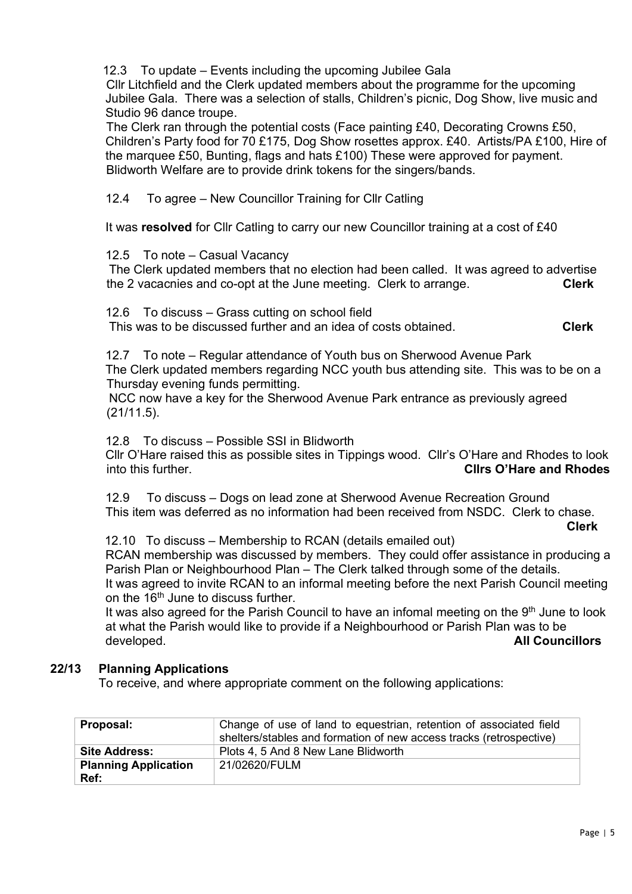12.3 To update – Events including the upcoming Jubilee Gala

Cllr Litchfield and the Clerk updated members about the programme for the upcoming Jubilee Gala. There was a selection of stalls, Children's picnic, Dog Show, live music and Studio 96 dance troupe.

The Clerk ran through the potential costs (Face painting £40, Decorating Crowns £50, Children's Party food for 70 £175, Dog Show rosettes approx. £40. Artists/PA £100, Hire of the marquee £50, Bunting, flags and hats £100) These were approved for payment. Blidworth Welfare are to provide drink tokens for the singers/bands.

12.4 To agree – New Councillor Training for Cllr Catling

It was **resolved** for Cllr Catling to carry our new Councillor training at a cost of £40

12.5 To note – Casual Vacancy

The Clerk updated members that no election had been called. It was agreed to advertise the 2 vacacnies and co-opt at the June meeting. Clerk to arrange. **Clerk**

12.6 To discuss – Grass cutting on school field

This was to be discussed further and an idea of costs obtained. **Clerk**

12.7 To note – Regular attendance of Youth bus on Sherwood Avenue Park

The Clerk updated members regarding NCC youth bus attending site. This was to be on a Thursday evening funds permitting.

NCC now have a key for the Sherwood Avenue Park entrance as previously agreed (21/11.5).

12.8 To discuss – Possible SSI in Blidworth

Cllr O'Hare raised this as possible sites in Tippings wood. Cllr's O'Hare and Rhodes to look into this further. **Cllrs O'Hare and Rhodes**

12.9 To discuss – Dogs on lead zone at Sherwood Avenue Recreation Ground

This item was deferred as no information had been received from NSDC. Clerk to chase. **Clerk**

12.10 To discuss – Membership to RCAN (details emailed out)

RCAN membership was discussed by members. They could offer assistance in producing a Parish Plan or Neighbourhood Plan – The Clerk talked through some of the details.

It was agreed to invite RCAN to an informal meeting before the next Parish Council meeting on the 16th June to discuss further.

It was also agreed for the Parish Council to have an infomal meeting on the 9th June to look at what the Parish would like to provide if a Neighbourhood or Parish Plan was to be developed. **All Councillors**

## 22/13 Planning Applications

To receive, and where appropriate comment on the following applications:

| **Proposal:** | Change of use of land to equestrian, retention of associated field shelters/stables and formation of new access tracks (retrospective) |
|---|---|
| **Site Address:** | Plots 4, 5 And 8 New Lane Blidworth |
| **Planning Application Ref:** | 21/02620/FULM |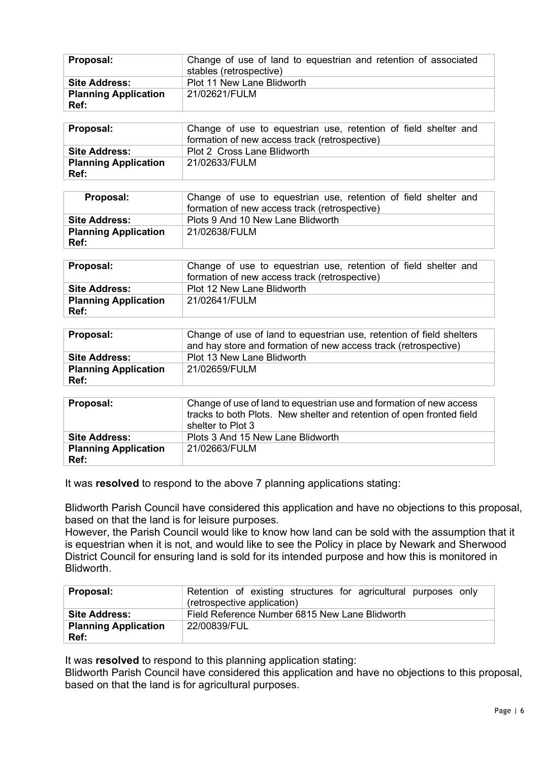| Proposal: | Change of use of land to equestrian and retention of associated stables (retrospective) |
|---|---|
| Site Address: | Plot 11 New Lane Blidworth |
| Planning Application Ref: | 21/02621/FULM |

| Proposal: | Change of use to equestrian use, retention of field shelter and formation of new access track (retrospective) |
|---|---|
| Site Address: | Plot 2 Cross Lane Blidworth |
| Planning Application Ref: | 21/02633/FULM |

| Proposal: | Change of use to equestrian use, retention of field shelter and formation of new access track (retrospective) |
|---|---|
| Site Address: | Plots 9 And 10 New Lane Blidworth |
| Planning Application Ref: | 21/02638/FULM |

| Proposal: | Change of use to equestrian use, retention of field shelter and formation of new access track (retrospective) |
|---|---|
| Site Address: | Plot 12 New Lane Blidworth |
| Planning Application Ref: | 21/02641/FULM |

| Proposal: | Change of use of land to equestrian use, retention of field shelters and hay store and formation of new access track (retrospective) |
|---|---|
| Site Address: | Plot 13 New Lane Blidworth |
| Planning Application Ref: | 21/02659/FULM |

| Proposal: | Change of use of land to equestrian use and formation of new access tracks to both Plots. New shelter and retention of open fronted field shelter to Plot 3 |
|---|---|
| Site Address: | Plots 3 And 15 New Lane Blidworth |
| Planning Application Ref: | 21/02663/FULM |

It was **resolved** to respond to the above 7 planning applications stating:

Blidworth Parish Council have considered this application and have no objections to this proposal, based on that the land is for leisure purposes.
However, the Parish Council would like to know how land can be sold with the assumption that it is equestrian when it is not, and would like to see the Policy in place by Newark and Sherwood District Council for ensuring land is sold for its intended purpose and how this is monitored in Blidworth.

| Proposal: | Retention of existing structures for agricultural purposes only (retrospective application) |
|---|---|
| Site Address: | Field Reference Number 6815 New Lane Blidworth |
| Planning Application Ref: | 22/00839/FUL |

It was **resolved** to respond to this planning application stating:
Blidworth Parish Council have considered this application and have no objections to this proposal, based on that the land is for agricultural purposes.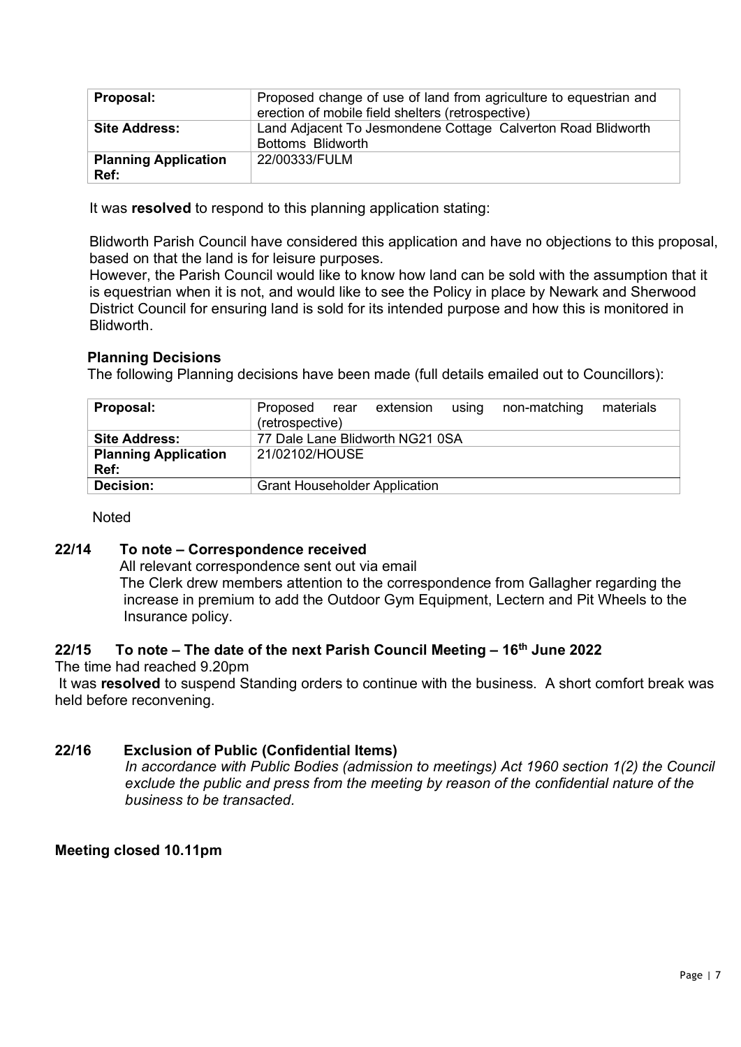| | |
|---|---|
| **Proposal:** | Proposed change of use of land from agriculture to equestrian and erection of mobile field shelters (retrospective) |
| **Site Address:** | Land Adjacent To Jesmondene Cottage Calverton Road Blidworth Bottoms Blidworth |
| **Planning Application Ref:** | 22/00333/FULM |

It was **resolved** to respond to this planning application stating:

Blidworth Parish Council have considered this application and have no objections to this proposal, based on that the land is for leisure purposes.
However, the Parish Council would like to know how land can be sold with the assumption that it is equestrian when it is not, and would like to see the Policy in place by Newark and Sherwood District Council for ensuring land is sold for its intended purpose and how this is monitored in Blidworth.

**Planning Decisions**

The following Planning decisions have been made (full details emailed out to Councillors):

| | |
|---|---|
| **Proposal:** | Proposed rear extension using non-matching materials (retrospective) |
| **Site Address:** | 77 Dale Lane Blidworth NG21 0SA |
| **Planning Application Ref:** | 21/02102/HOUSE |
| **Decision:** | Grant Householder Application |

Noted

## 22/14 To note – Correspondence received

All relevant correspondence sent out via email
The Clerk drew members attention to the correspondence from Gallagher regarding the increase in premium to add the Outdoor Gym Equipment, Lectern and Pit Wheels to the Insurance policy.

## 22/15 To note – The date of the next Parish Council Meeting – 16th June 2022

The time had reached 9.20pm
It was **resolved** to suspend Standing orders to continue with the business. A short comfort break was held before reconvening.

## 22/16 Exclusion of Public (Confidential Items)

*In accordance with Public Bodies (admission to meetings) Act 1960 section 1(2) the Council exclude the public and press from the meeting by reason of the confidential nature of the business to be transacted.*

**Meeting closed 10.11pm**